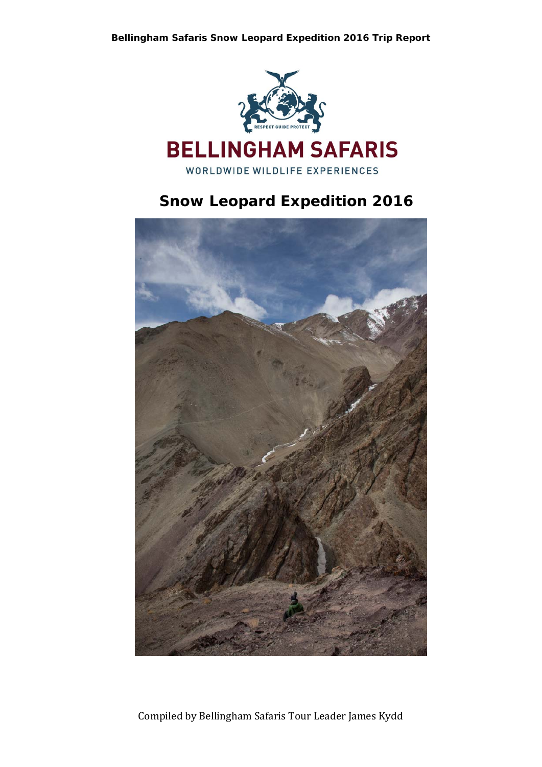Bellingham Safaris Snow Leopard Expedition 2016 Trip Report

BELLINGHAM SAFARIS

WORLDWIDE WILDLIFE EXPERIENCES

# Snow Leopard Expedition 2016

Compiled by Bellingham Safaris Tour Leader James Kydd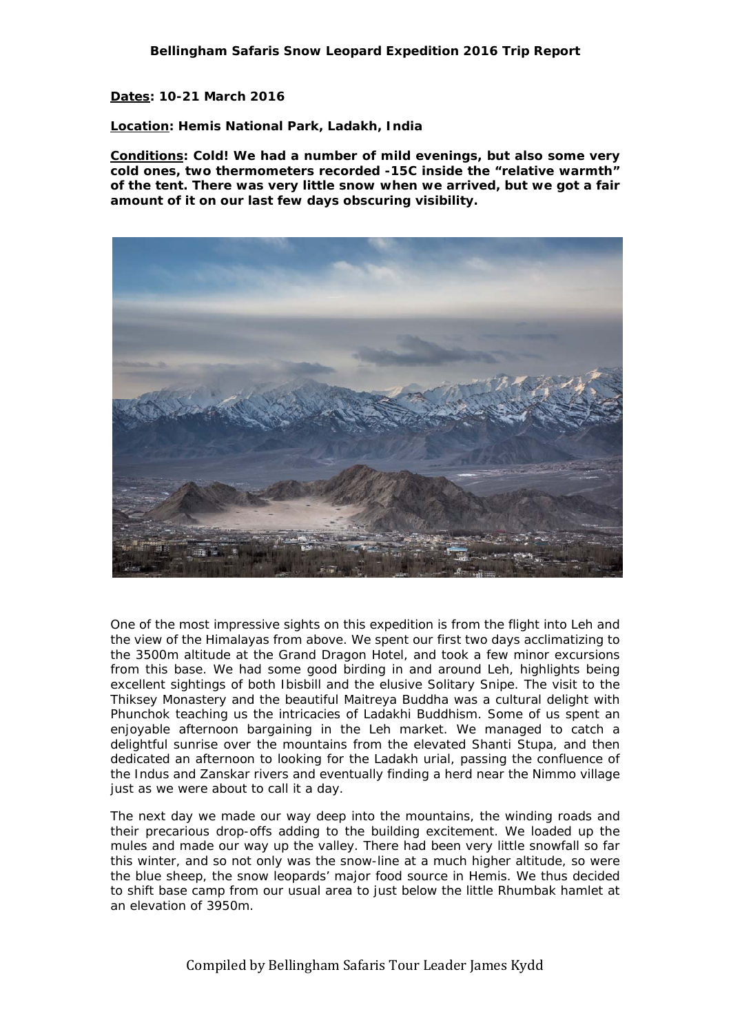# Bellingham Safaris Snow Leopard Expedition 2016 Trip Report

**Dates: 10-21 March 2016**

**Location: Hemis National Park, Ladakh, India**

**Conditions: Cold! We had a number of mild evenings, but also some very cold ones, two thermometers recorded -15C inside the "relative warmth" of the tent. There was very little snow when we arrived, but we got a fair amount of it on our last few days obscuring visibility.**

One of the most impressive sights on this expedition is from the flight into Leh and the view of the Himalayas from above. We spent our first two days acclimatizing to the 3500m altitude at the Grand Dragon Hotel, and took a few minor excursions from this base. We had some good birding in and around Leh, highlights being excellent sightings of both Ibisbill and the elusive Solitary Snipe. The visit to the Thiksey Monastery and the beautiful Maitreya Buddha was a cultural delight with Phunchok teaching us the intricacies of Ladakhi Buddhism. Some of us spent an enjoyable afternoon bargaining in the Leh market. We managed to catch a delightful sunrise over the mountains from the elevated Shanti Stupa, and then dedicated an afternoon to looking for the Ladakh urial, passing the confluence of the Indus and Zanskar rivers and eventually finding a herd near the Nimmo village just as we were about to call it a day.

The next day we made our way deep into the mountains, the winding roads and their precarious drop-offs adding to the building excitement. We loaded up the mules and made our way up the valley. There had been very little snowfall so far this winter, and so not only was the snow-line at a much higher altitude, so were the blue sheep, the snow leopards' major food source in Hemis. We thus decided to shift base camp from our usual area to just below the little Rhumbak hamlet at an elevation of 3950m.

Compiled by Bellingham Safaris Tour Leader James Kydd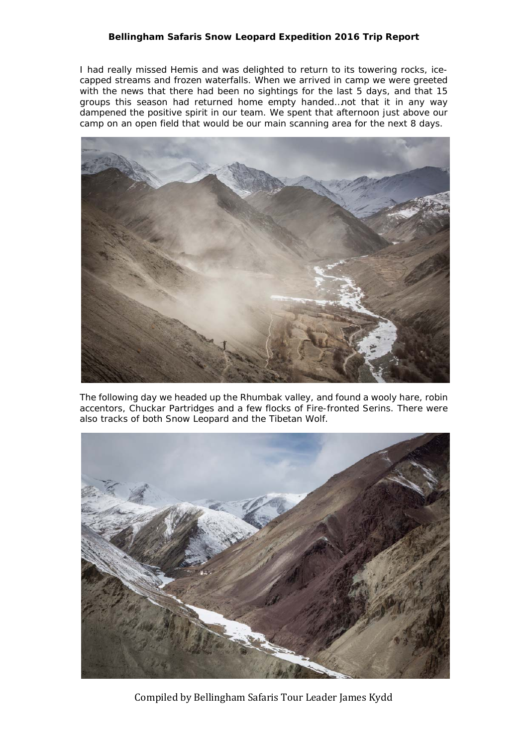I had really missed Hemis and was delighted to return to its towering rocks, ice-capped streams and frozen waterfalls. When we arrived in camp we were greeted with the news that there had been no sightings for the last 5 days, and that 15 groups this season had returned home empty handed…not that it in any way dampened the positive spirit in our team. We spent that afternoon just above our camp on an open field that would be our main scanning area for the next 8 days.

The following day we headed up the Rhumbak valley, and found a wooly hare, robin accentors, Chuckar Partridges and a few flocks of Fire-fronted Serins. There were also tracks of both Snow Leopard and the Tibetan Wolf.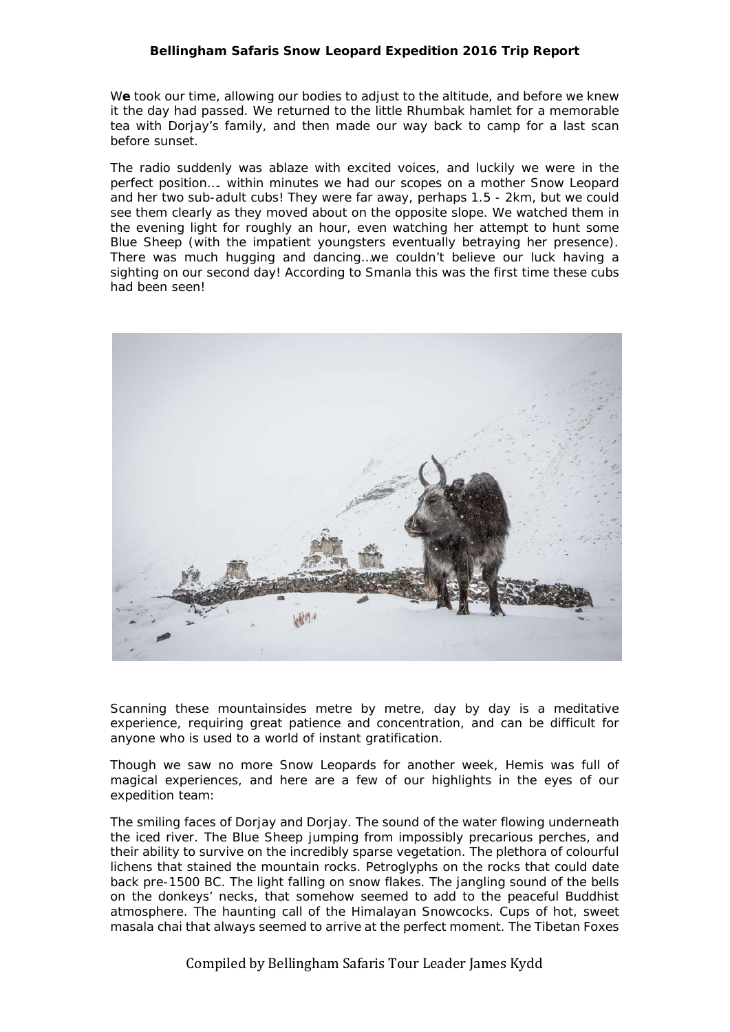We took our time, allowing our bodies to adjust to the altitude, and before we knew it the day had passed. We returned to the little Rhumbak hamlet for a memorable tea with Dorjay's family, and then made our way back to camp for a last scan before sunset.

The radio suddenly was ablaze with excited voices, and luckily we were in the perfect position…. within minutes we had our scopes on a mother Snow Leopard and her two sub-adult cubs! They were far away, perhaps 1.5 - 2km, but we could see them clearly as they moved about on the opposite slope. We watched them in the evening light for roughly an hour, even watching her attempt to hunt some Blue Sheep (with the impatient youngsters eventually betraying her presence). There was much hugging and dancing…we couldn't believe our luck having a sighting on our second day! According to Smanla this was the first time these cubs had been seen!

Scanning these mountainsides metre by metre, day by day is a meditative experience, requiring great patience and concentration, and can be difficult for anyone who is used to a world of instant gratification.

Though we saw no more Snow Leopards for another week, Hemis was full of magical experiences, and here are a few of our highlights in the eyes of our expedition team:

The smiling faces of Dorjay and Dorjay. The sound of the water flowing underneath the iced river. The Blue Sheep jumping from impossibly precarious perches, and their ability to survive on the incredibly sparse vegetation. The plethora of colourful lichens that stained the mountain rocks. Petroglyphs on the rocks that could date back pre-1500 BC. The light falling on snow flakes. The jangling sound of the bells on the donkeys' necks, that somehow seemed to add to the peaceful Buddhist atmosphere. The haunting call of the Himalayan Snowcocks. Cups of hot, sweet masala chai that always seemed to arrive at the perfect moment. The Tibetan Foxes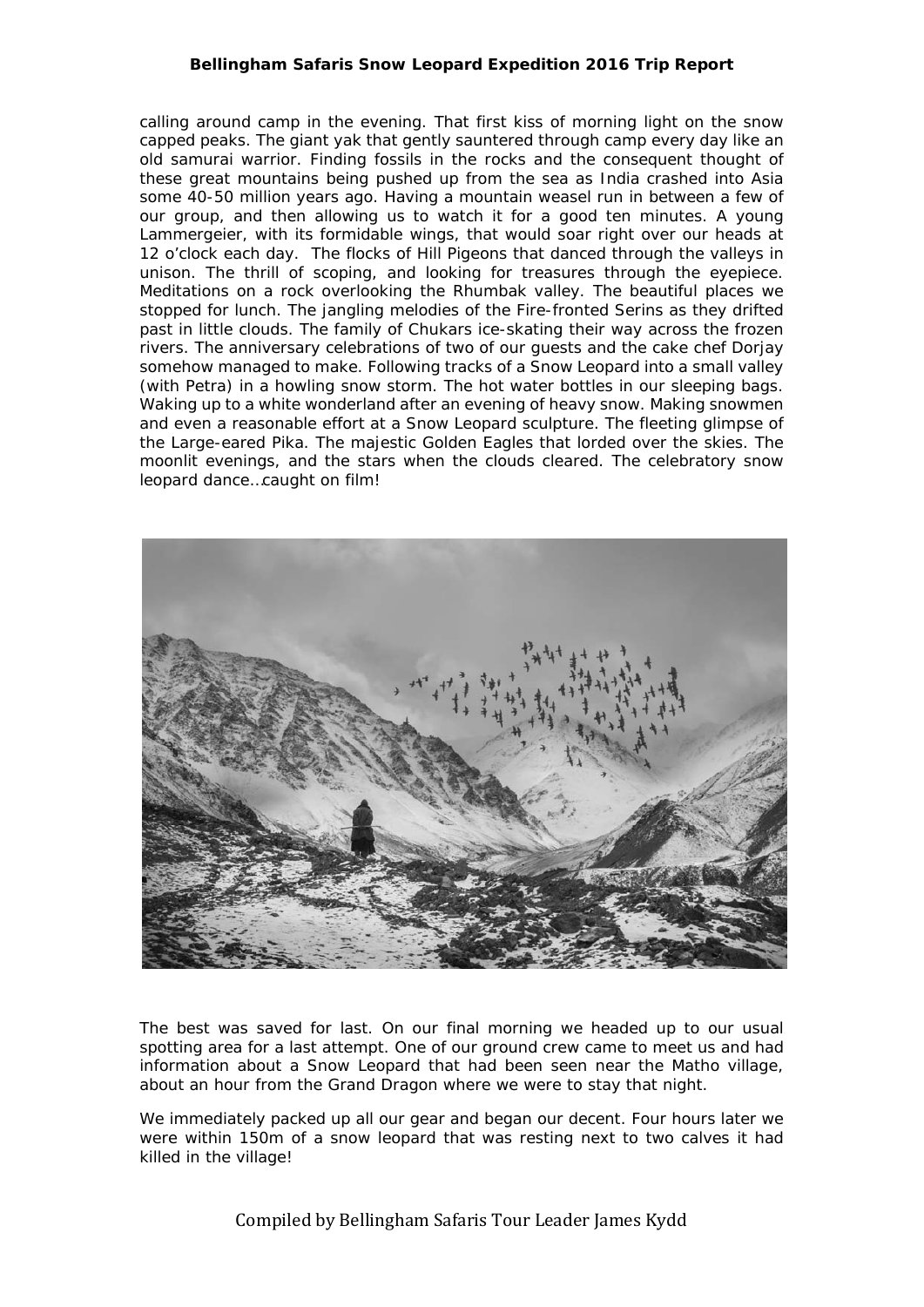calling around camp in the evening. That first kiss of morning light on the snow capped peaks. The giant yak that gently sauntered through camp every day like an old samurai warrior. Finding fossils in the rocks and the consequent thought of these great mountains being pushed up from the sea as India crashed into Asia some 40-50 million years ago. Having a mountain weasel run in between a few of our group, and then allowing us to watch it for a good ten minutes. A young Lammergeier, with its formidable wings, that would soar right over our heads at 12 o'clock each day. The flocks of Hill Pigeons that danced through the valleys in unison. The thrill of scoping, and looking for treasures through the eyepiece. Meditations on a rock overlooking the Rhumbak valley. The beautiful places we stopped for lunch. The jangling melodies of the Fire-fronted Serins as they drifted past in little clouds. The family of Chukars ice-skating their way across the frozen rivers. The anniversary celebrations of two of our guests and the cake chef Dorjay somehow managed to make. Following tracks of a Snow Leopard into a small valley (with Petra) in a howling snow storm. The hot water bottles in our sleeping bags. Waking up to a white wonderland after an evening of heavy snow. Making snowmen and even a reasonable effort at a Snow Leopard sculpture. The fleeting glimpse of the Large-eared Pika. The majestic Golden Eagles that lorded over the skies. The moonlit evenings, and the stars when the clouds cleared. The celebratory snow leopard dance…caught on film!

The best was saved for last. On our final morning we headed up to our usual spotting area for a last attempt. One of our ground crew came to meet us and had information about a Snow Leopard that had been seen near the Matho village, about an hour from the Grand Dragon where we were to stay that night.

We immediately packed up all our gear and began our decent. Four hours later we were within 150m of a snow leopard that was resting next to two calves it had killed in the village!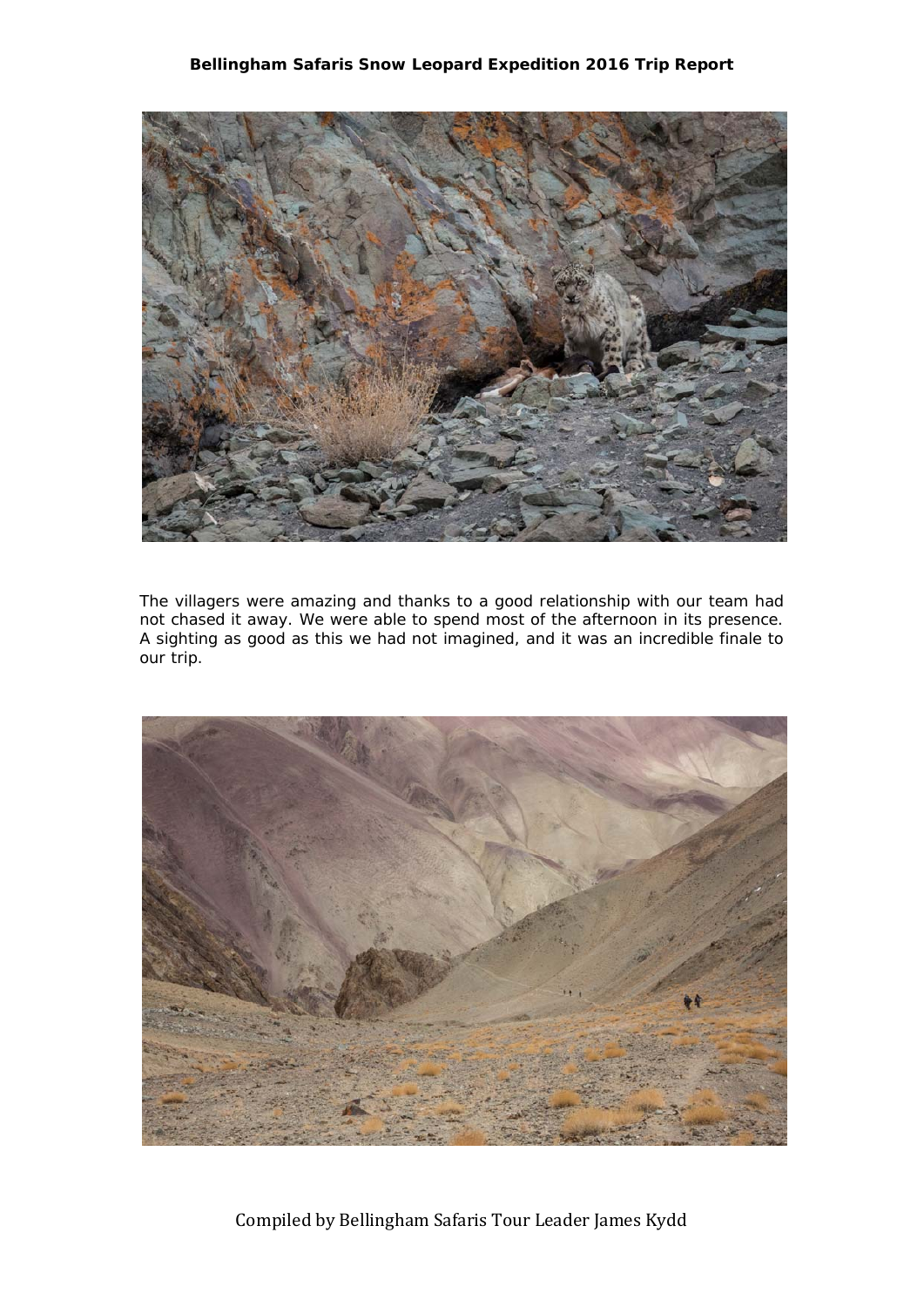The villagers were amazing and thanks to a good relationship with our team had not chased it away. We were able to spend most of the afternoon in its presence. A sighting as good as this we had not imagined, and it was an incredible finale to our trip.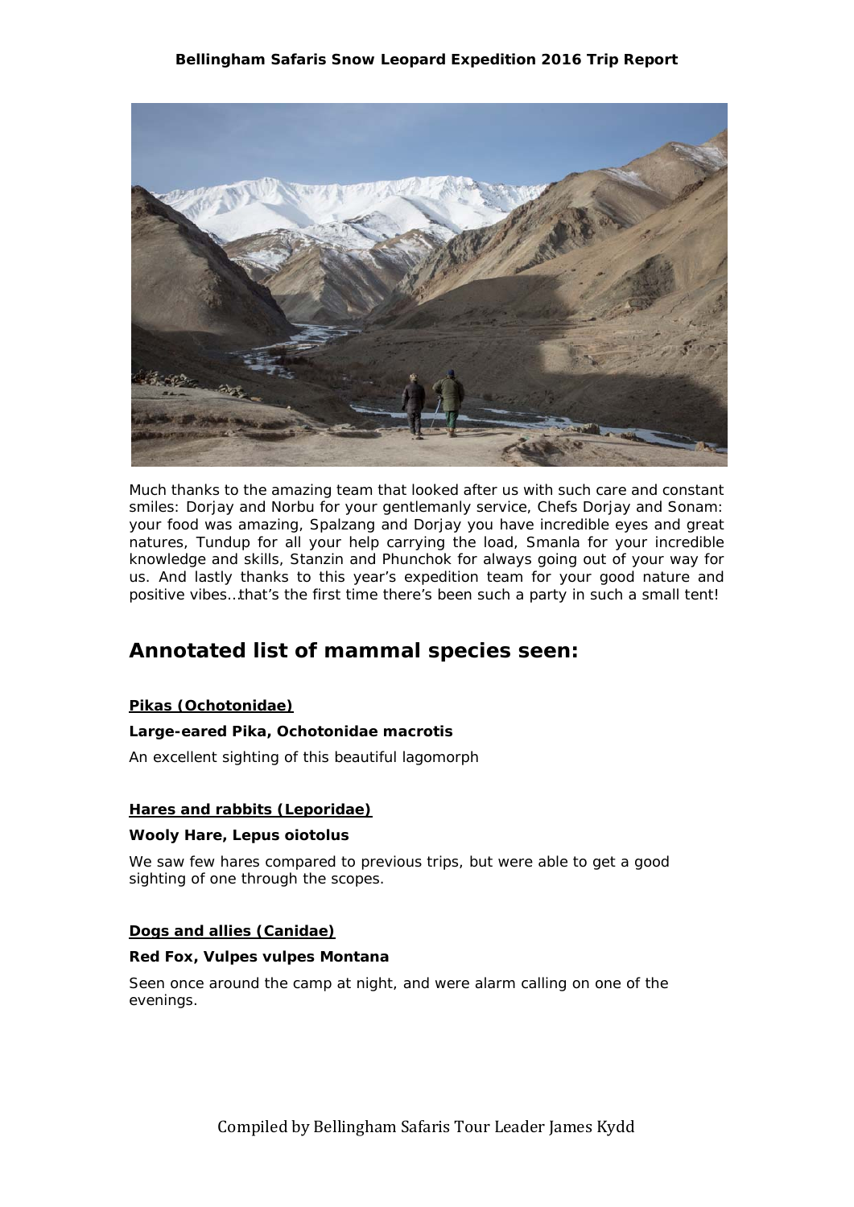Much thanks to the amazing team that looked after us with such care and constant smiles: Dorjay and Norbu for your gentlemanly service, Chefs Dorjay and Sonam: your food was amazing, Spalzang and Dorjay you have incredible eyes and great natures, Tundup for all your help carrying the load, Smanla for your incredible knowledge and skills, Stanzin and Phunchok for always going out of your way for us. And lastly thanks to this year's expedition team for your good nature and positive vibes…that's the first time there's been such a party in such a small tent!

## Annotated list of mammal species seen:

**Pikas (Ochotonidae)**

**Large-eared Pika, Ochotonidae macrotis**

An excellent sighting of this beautiful lagomorph

**Hares and rabbits (Leporidae)**

**Wooly Hare, Lepus oiotolus**

We saw few hares compared to previous trips, but were able to get a good sighting of one through the scopes.

**Dogs and allies (Canidae)**

**Red Fox, Vulpes vulpes Montana**

Seen once around the camp at night, and were alarm calling on one of the evenings.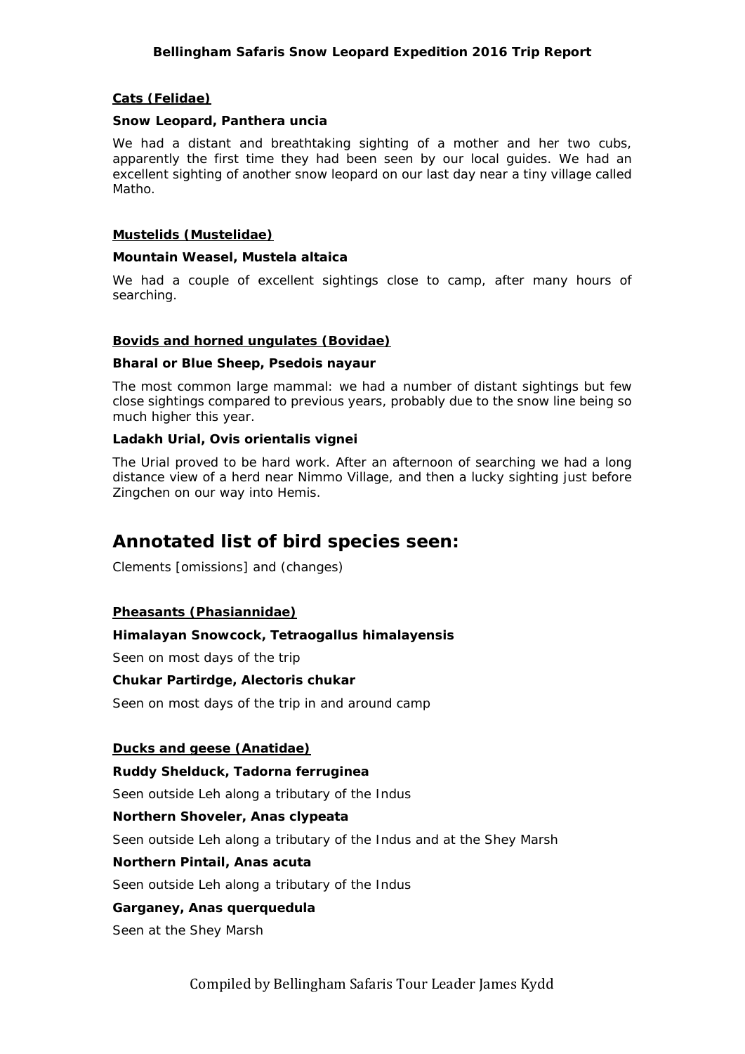### Cats (Felidae)

**Snow Leopard, Panthera uncia**

We had a distant and breathtaking sighting of a mother and her two cubs, apparently the first time they had been seen by our local guides. We had an excellent sighting of another snow leopard on our last day near a tiny village called Matho.

### Mustelids (Mustelidae)

**Mountain Weasel, Mustela altaica**

We had a couple of excellent sightings close to camp, after many hours of searching.

### Bovids and horned ungulates (Bovidae)

**Bharal or Blue Sheep, Psedois nayaur**

The most common large mammal: we had a number of distant sightings but few close sightings compared to previous years, probably due to the snow line being so much higher this year.

**Ladakh Urial, Ovis orientalis vignei**

The Urial proved to be hard work. After an afternoon of searching we had a long distance view of a herd near Nimmo Village, and then a lucky sighting just before Zingchen on our way into Hemis.

## Annotated list of bird species seen:

Clements [omissions] and (changes)

### Pheasants (Phasiannidae)

**Himalayan Snowcock, Tetraogallus himalayensis**

Seen on most days of the trip

**Chukar Partirdge, Alectoris chukar**

Seen on most days of the trip in and around camp

### Ducks and geese (Anatidae)

**Ruddy Shelduck, Tadorna ferruginea**

Seen outside Leh along a tributary of the Indus

**Northern Shoveler, Anas clypeata**

Seen outside Leh along a tributary of the Indus and at the Shey Marsh

**Northern Pintail, Anas acuta**

Seen outside Leh along a tributary of the Indus

**Garganey, Anas querquedula**

Seen at the Shey Marsh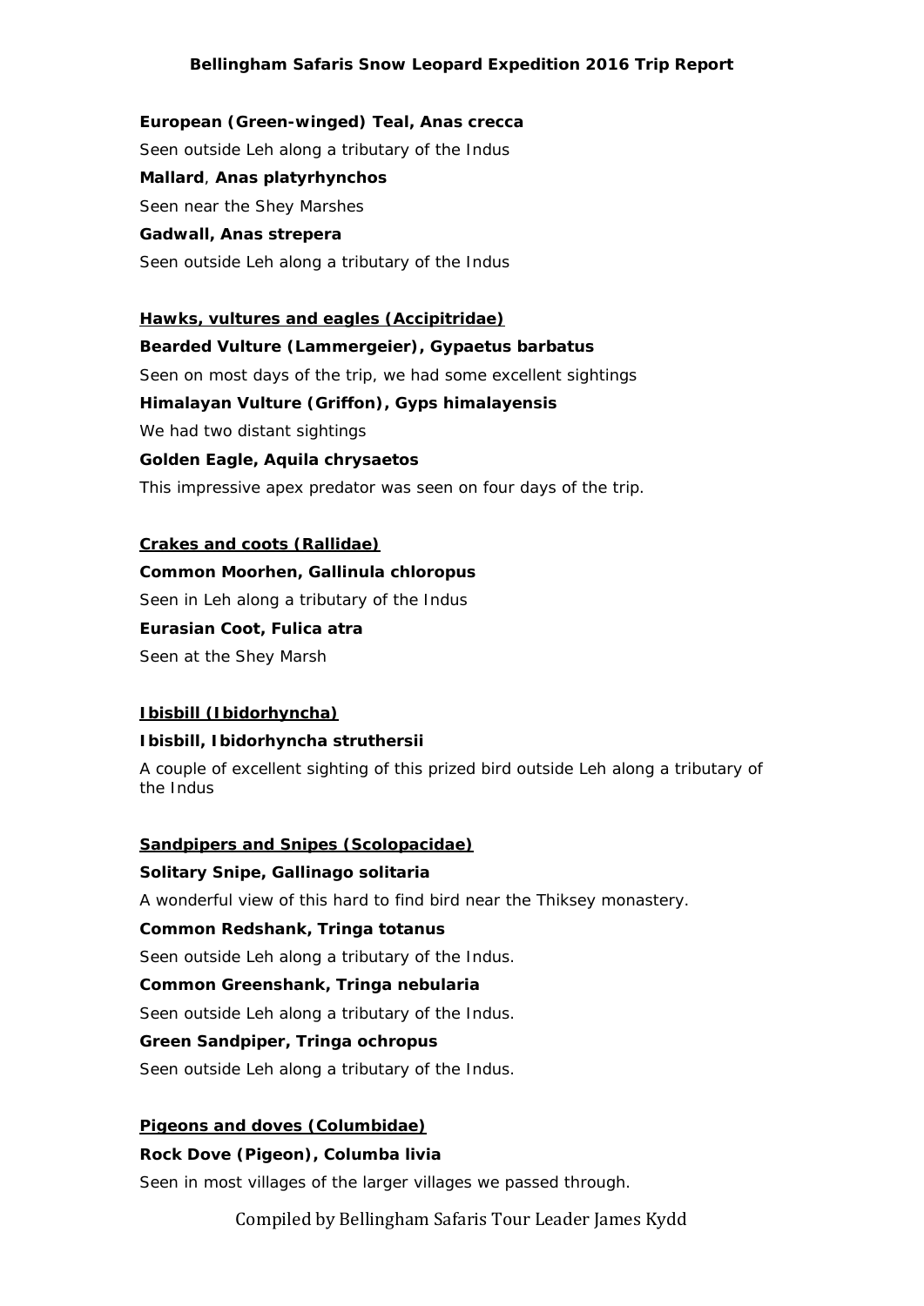**European (Green-winged) Teal, Anas crecca**

Seen outside Leh along a tributary of the Indus

**Mallard**, **Anas platyrhynchos**

Seen near the Shey Marshes

**Gadwall, Anas strepera**

Seen outside Leh along a tributary of the Indus

### Hawks, vultures and eagles (Accipitridae)

**Bearded Vulture (Lammergeier), Gypaetus barbatus**

Seen on most days of the trip, we had some excellent sightings

**Himalayan Vulture (Griffon), Gyps himalayensis**

We had two distant sightings

**Golden Eagle, Aquila chrysaetos**

This impressive apex predator was seen on four days of the trip.

### Crakes and coots (Rallidae)

**Common Moorhen, Gallinula chloropus**

Seen in Leh along a tributary of the Indus

**Eurasian Coot, Fulica atra**

Seen at the Shey Marsh

### Ibisbill (Ibidorhyncha)

**Ibisbill, Ibidorhyncha struthersii**

A couple of excellent sighting of this prized bird outside Leh along a tributary of the Indus

### Sandpipers and Snipes (Scolopacidae)

**Solitary Snipe, Gallinago solitaria**

A wonderful view of this hard to find bird near the Thiksey monastery.

**Common Redshank, Tringa totanus**

Seen outside Leh along a tributary of the Indus.

**Common Greenshank, Tringa nebularia**

Seen outside Leh along a tributary of the Indus.

**Green Sandpiper, Tringa ochropus**

Seen outside Leh along a tributary of the Indus.

### Pigeons and doves (Columbidae)

**Rock Dove (Pigeon), Columba livia**

Seen in most villages of the larger villages we passed through.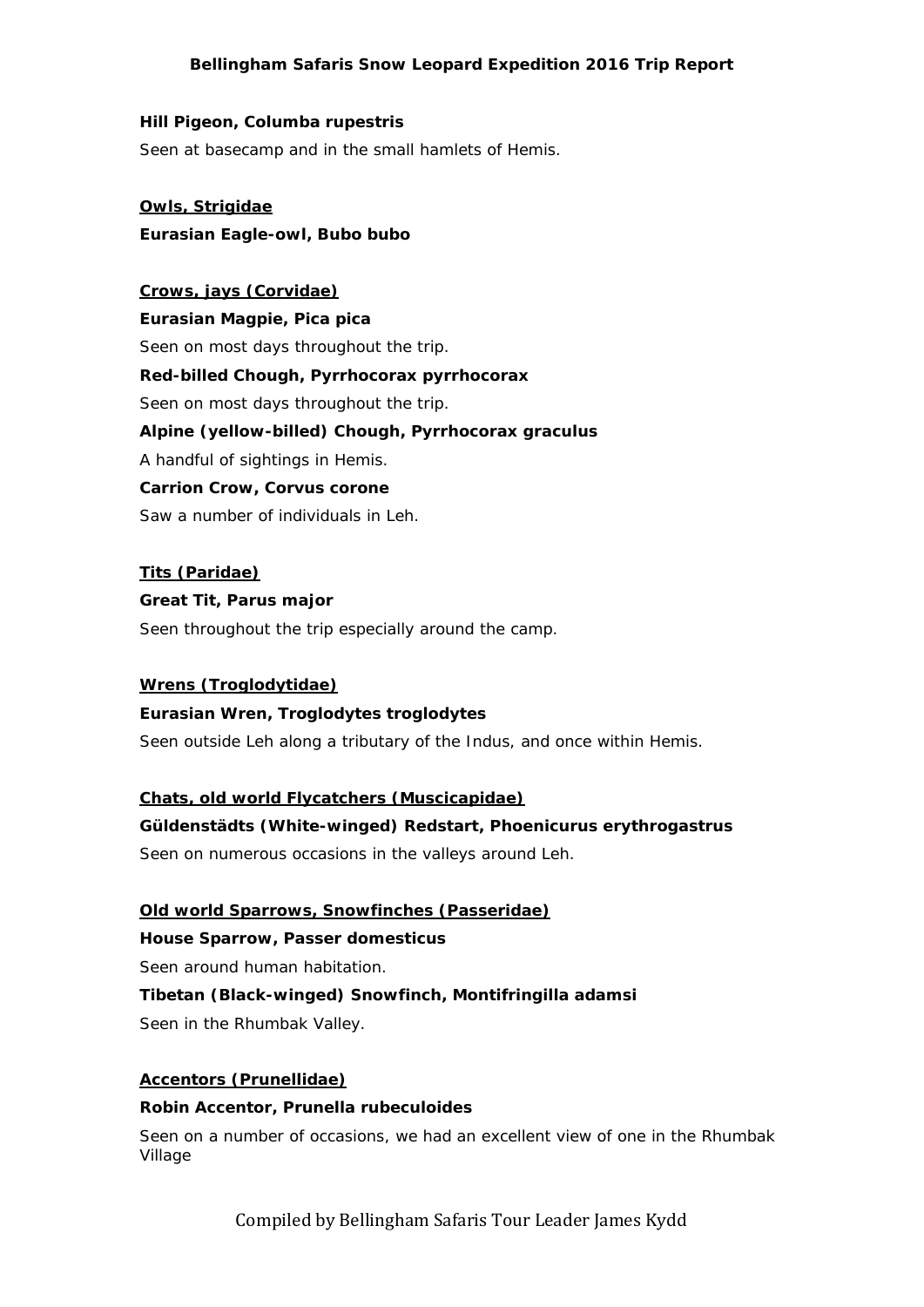**Hill Pigeon, Columba rupestris**

Seen at basecamp and in the small hamlets of Hemis.

**Owls, Strigidae**

**Eurasian Eagle-owl, Bubo bubo**

**Crows, jays (Corvidae)**

**Eurasian Magpie, Pica pica**

Seen on most days throughout the trip.

**Red-billed Chough, Pyrrhocorax pyrrhocorax**

Seen on most days throughout the trip.

**Alpine (yellow-billed) Chough, Pyrrhocorax graculus**

A handful of sightings in Hemis.

**Carrion Crow, Corvus corone**

Saw a number of individuals in Leh.

**Tits (Paridae)**

**Great Tit, Parus major**

Seen throughout the trip especially around the camp.

**Wrens (Troglodytidae)**

**Eurasian Wren, Troglodytes troglodytes**

Seen outside Leh along a tributary of the Indus, and once within Hemis.

**Chats, old world Flycatchers (Muscicapidae)**

**Güldenstädts (White-winged) Redstart, Phoenicurus erythrogastrus**

Seen on numerous occasions in the valleys around Leh.

**Old world Sparrows, Snowfinches (Passeridae)**

**House Sparrow, Passer domesticus**

Seen around human habitation.

**Tibetan (Black-winged) Snowfinch, Montifringilla adamsi**

Seen in the Rhumbak Valley.

**Accentors (Prunellidae)**

**Robin Accentor, Prunella rubeculoides**

Seen on a number of occasions, we had an excellent view of one in the Rhumbak Village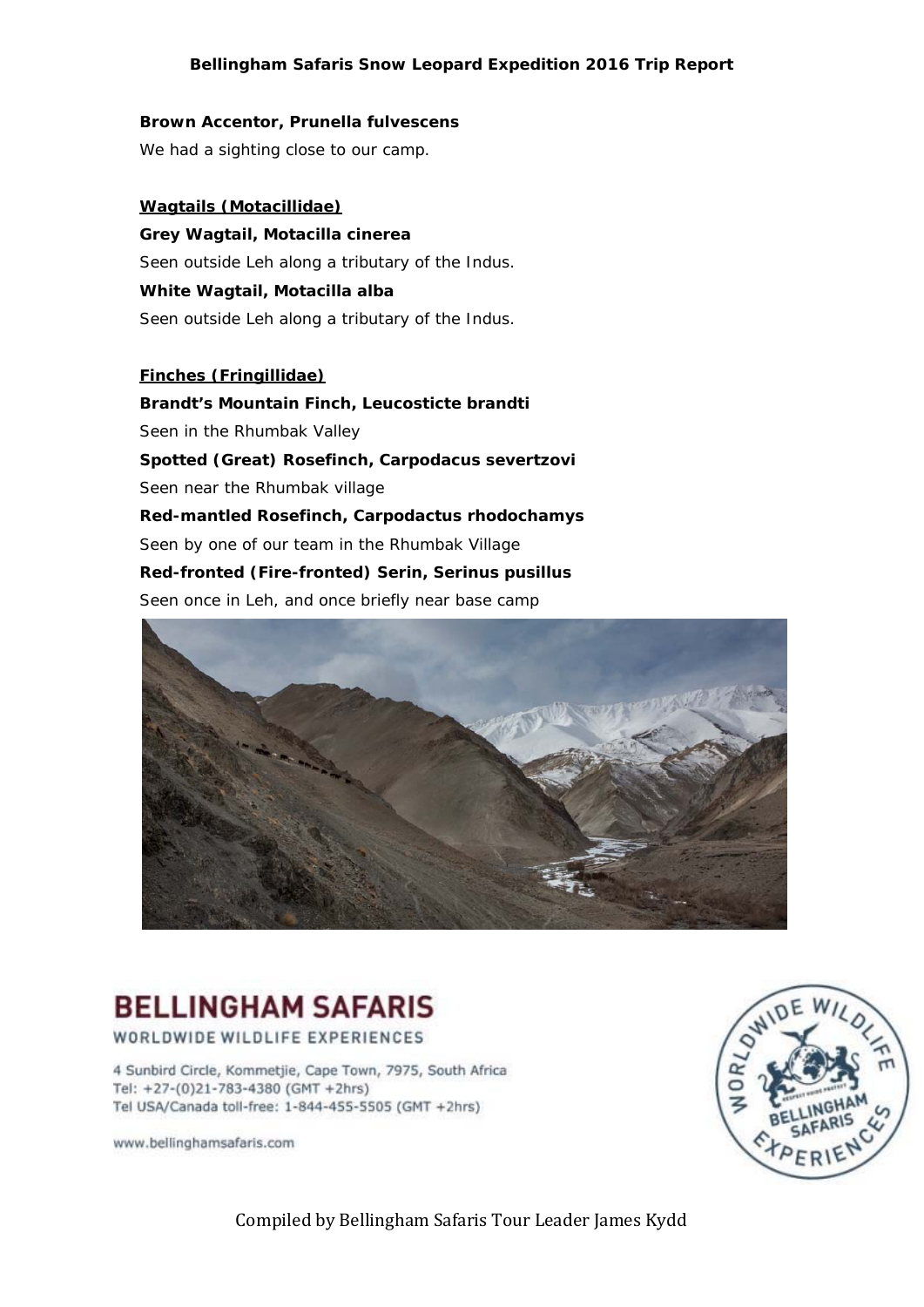**Brown Accentor, Prunella fulvescens**

We had a sighting close to our camp.

**Wagtails (Motacillidae)**

**Grey Wagtail, Motacilla cinerea**

Seen outside Leh along a tributary of the Indus.

**White Wagtail, Motacilla alba**

Seen outside Leh along a tributary of the Indus.

**Finches (Fringillidae)**

**Brandt's Mountain Finch, Leucosticte brandti**

Seen in the Rhumbak Valley

**Spotted (Great) Rosefinch, Carpodacus severtzovi**

Seen near the Rhumbak village

**Red-mantled Rosefinch, Carpodactus rhodochamys**

Seen by one of our team in the Rhumbak Village

**Red-fronted (Fire-fronted) Serin, Serinus pusillus**

Seen once in Leh, and once briefly near base camp

**BELLINGHAM SAFARIS**

WORLDWIDE WILDLIFE EXPERIENCES

4 Sunbird Circle, Kommetjie, Cape Town, 7975, South Africa
Tel: +27-(0)21-783-4380 (GMT +2hrs)
Tel USA/Canada toll-free: 1-844-455-5505 (GMT +2hrs)

www.bellinghamsafaris.com

Compiled by Bellingham Safaris Tour Leader James Kydd